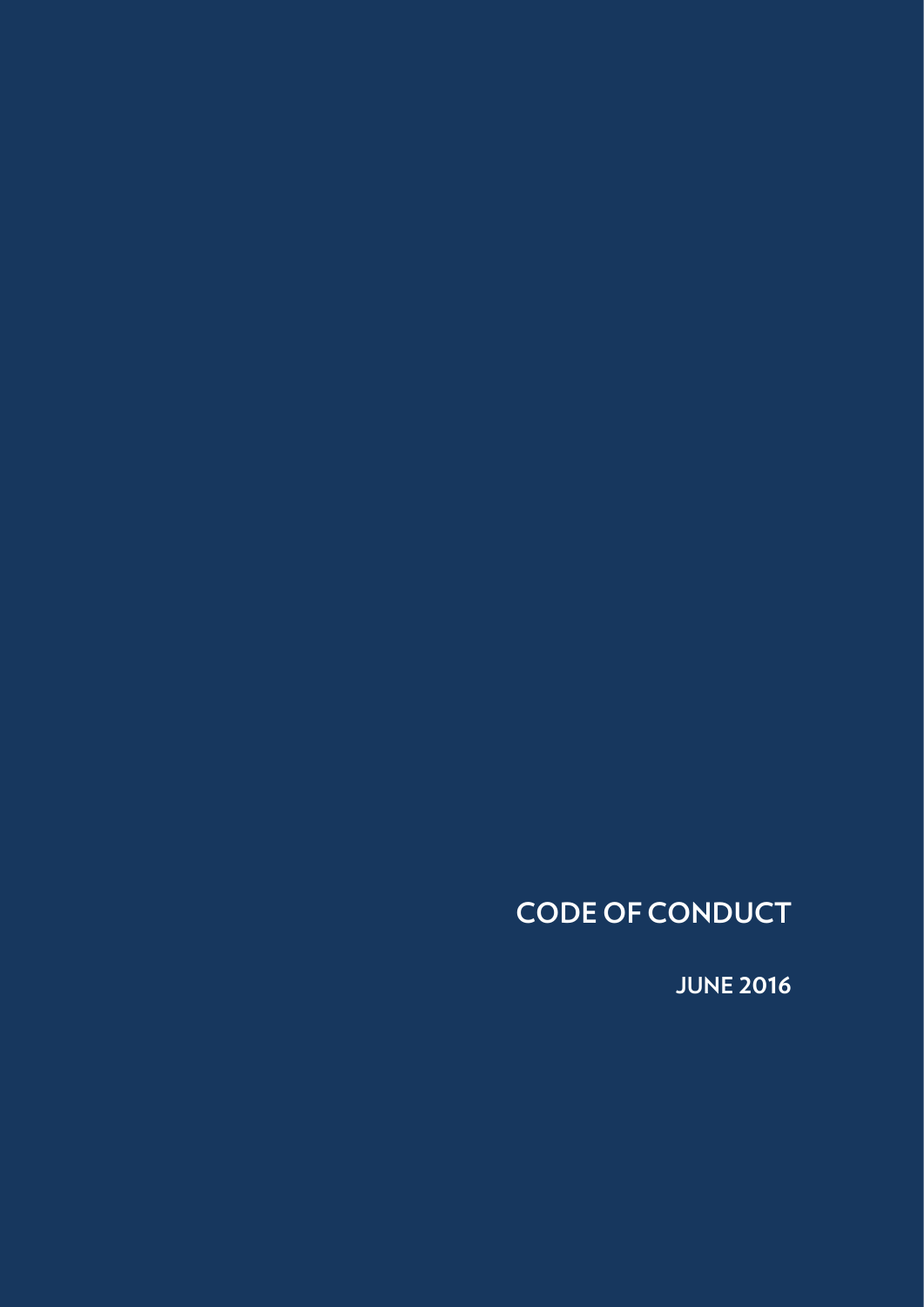# CODE OF CONDUCT

**JUNE 2016**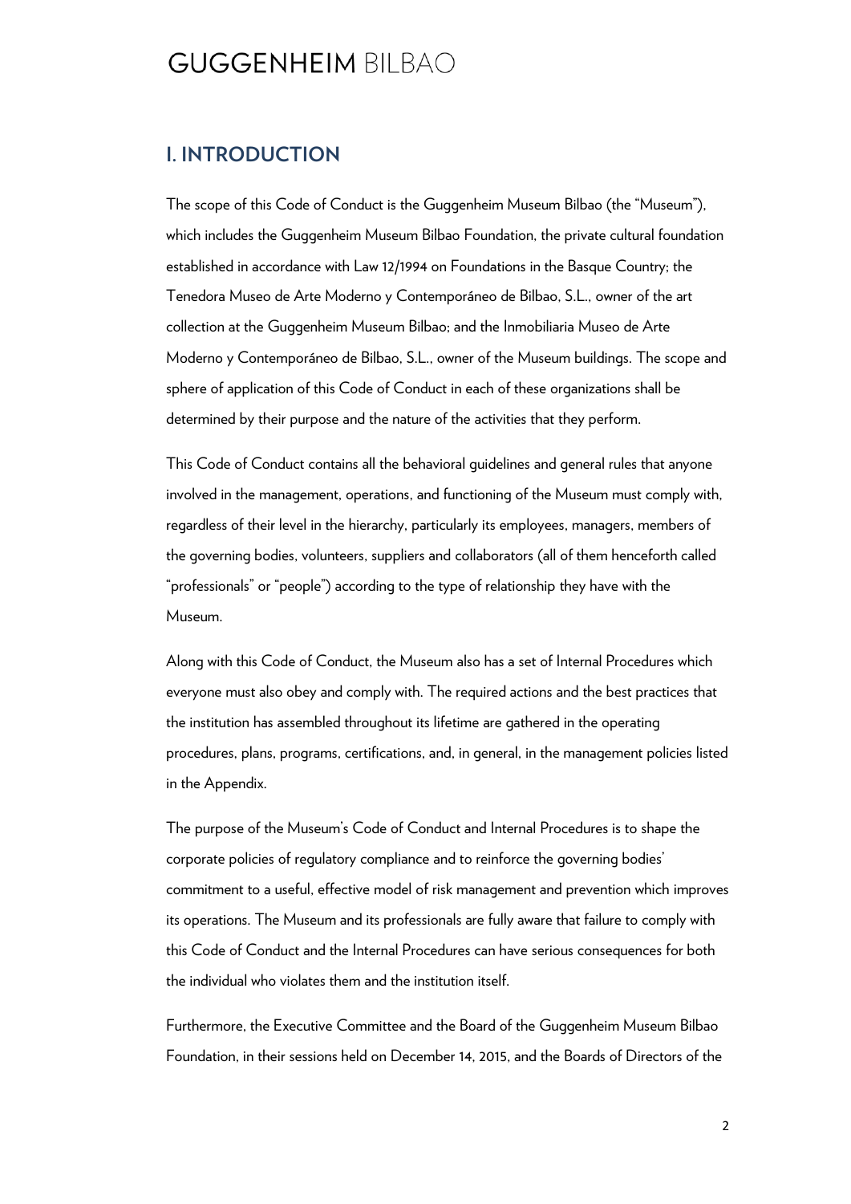## I. INTRODUCTION

The scope of this Code of Conduct is the Guggenheim Museum Bilbao (the "Museum"), which includes the Guggenheim Museum Bilbao Foundation, the private cultural foundation established in accordance with Law 12/1994 on Foundations in the Basque Country; the Tenedora Museo de Arte Moderno y Contemporáneo de Bilbao, S.L., owner of the art collection at the Guggenheim Museum Bilbao; and the Inmobiliaria Museo de Arte Moderno y Contemporáneo de Bilbao, S.L., owner of the Museum buildings. The scope and sphere of application of this Code of Conduct in each of these organizations shall be determined by their purpose and the nature of the activities that they perform.

This Code of Conduct contains all the behavioral guidelines and general rules that anyone involved in the management, operations, and functioning of the Museum must comply with, regardless of their level in the hierarchy, particularly its employees, managers, members of the governing bodies, volunteers, suppliers and collaborators (all of them henceforth called "professionals" or "people") according to the type of relationship they have with the Museum.

Along with this Code of Conduct, the Museum also has a set of Internal Procedures which everyone must also obey and comply with. The required actions and the best practices that the institution has assembled throughout its lifetime are gathered in the operating procedures, plans, programs, certifications, and, in general, in the management policies listed in the Appendix.

The purpose of the Museum's Code of Conduct and Internal Procedures is to shape the corporate policies of regulatory compliance and to reinforce the governing bodies' commitment to a useful, effective model of risk management and prevention which improves its operations. The Museum and its professionals are fully aware that failure to comply with this Code of Conduct and the Internal Procedures can have serious consequences for both the individual who violates them and the institution itself.

Furthermore, the Executive Committee and the Board of the Guggenheim Museum Bilbao Foundation, in their sessions held on December 14, 2015, and the Boards of Directors of the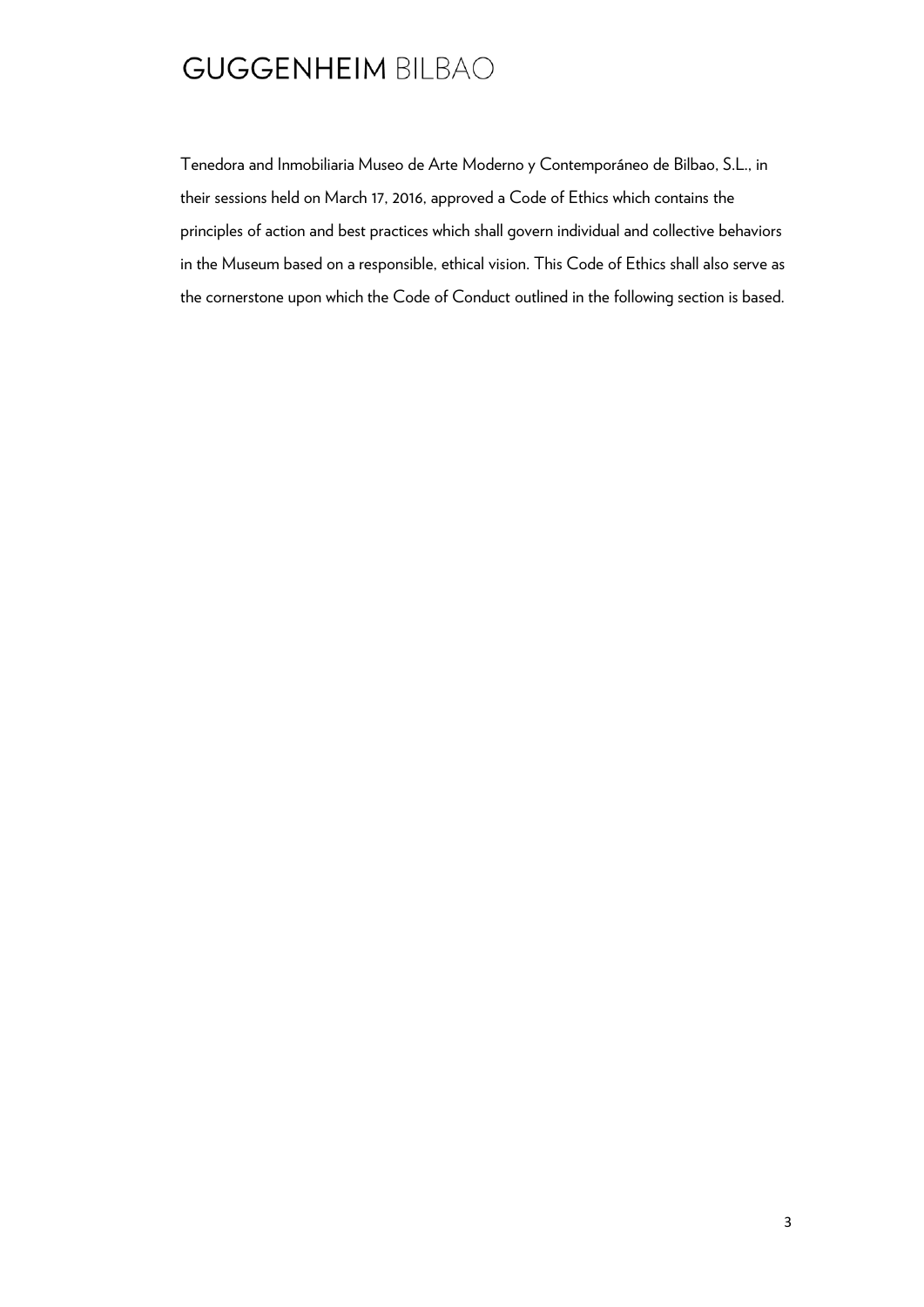Tenedora and Inmobiliaria Museo de Arte Moderno y Contemporáneo de Bilbao, S.L., in their sessions held on March 17, 2016, approved a Code of Ethics which contains the principles of action and best practices which shall govern individual and collective behaviors in the Museum based on a responsible, ethical vision. This Code of Ethics shall also serve as the cornerstone upon which the Code of Conduct outlined in the following section is based.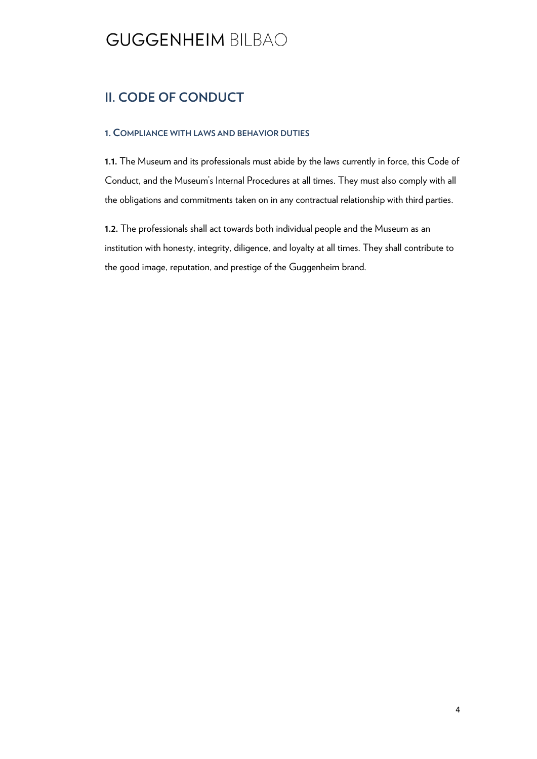## II. CODE OF CONDUCT

### 1. COMPLIANCE WITH LAWS AND BEHAVIOR DUTIES

**1.1.** The Museum and its professionals must abide by the laws currently in force, this Code of Conduct, and the Museum's Internal Procedures at all times. They must also comply with all the obligations and commitments taken on in any contractual relationship with third parties.

**1.2.** The professionals shall act towards both individual people and the Museum as an institution with honesty, integrity, diligence, and loyalty at all times. They shall contribute to the good image, reputation, and prestige of the Guggenheim brand.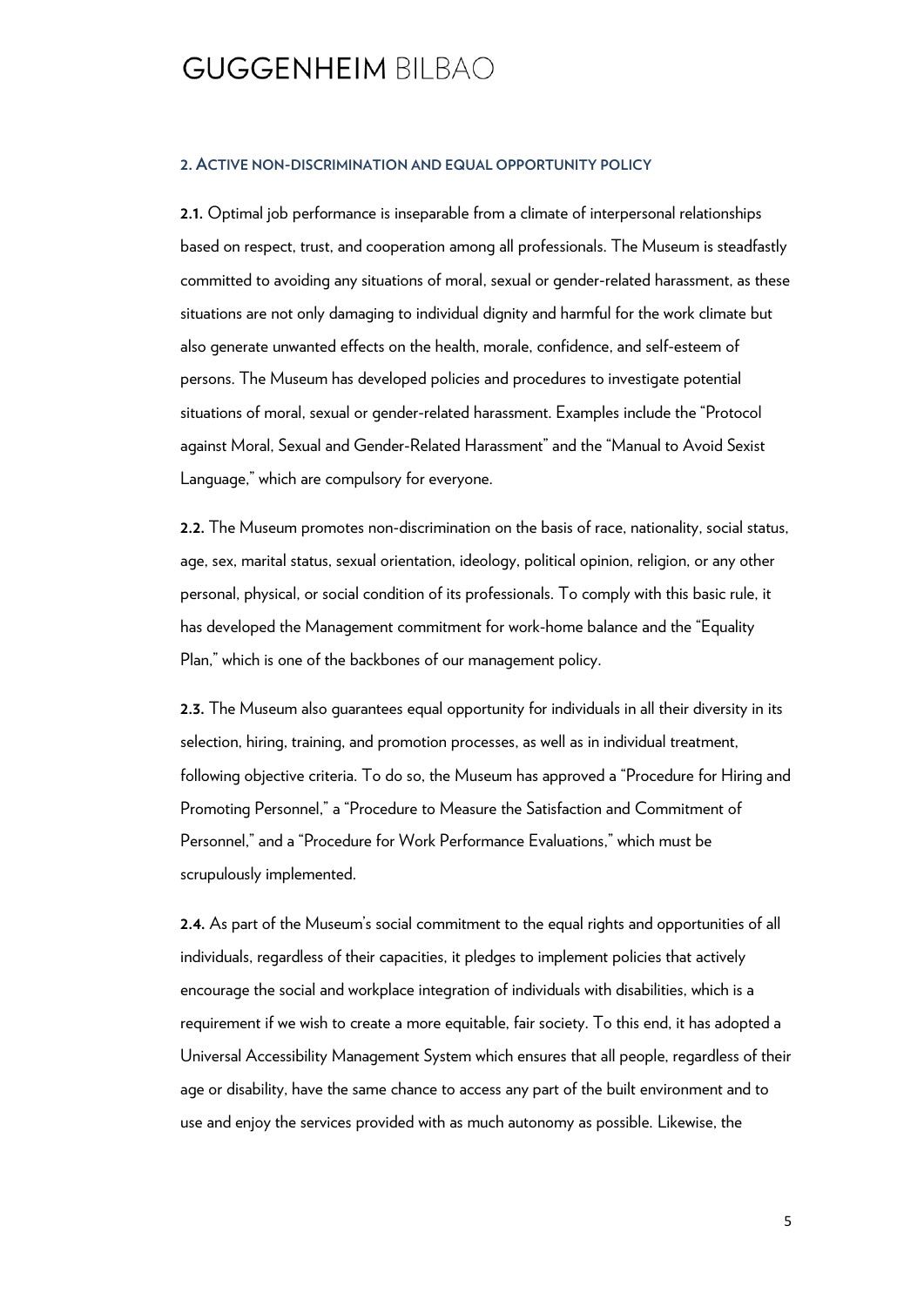## 2. Active non-discrimination and equal opportunity policy

**2.1.** Optimal job performance is inseparable from a climate of interpersonal relationships based on respect, trust, and cooperation among all professionals. The Museum is steadfastly committed to avoiding any situations of moral, sexual or gender-related harassment, as these situations are not only damaging to individual dignity and harmful for the work climate but also generate unwanted effects on the health, morale, confidence, and self-esteem of persons. The Museum has developed policies and procedures to investigate potential situations of moral, sexual or gender-related harassment. Examples include the "Protocol against Moral, Sexual and Gender-Related Harassment" and the "Manual to Avoid Sexist Language," which are compulsory for everyone.

**2.2.** The Museum promotes non-discrimination on the basis of race, nationality, social status, age, sex, marital status, sexual orientation, ideology, political opinion, religion, or any other personal, physical, or social condition of its professionals. To comply with this basic rule, it has developed the Management commitment for work-home balance and the "Equality Plan," which is one of the backbones of our management policy.

**2.3.** The Museum also guarantees equal opportunity for individuals in all their diversity in its selection, hiring, training, and promotion processes, as well as in individual treatment, following objective criteria. To do so, the Museum has approved a "Procedure for Hiring and Promoting Personnel," a "Procedure to Measure the Satisfaction and Commitment of Personnel," and a "Procedure for Work Performance Evaluations," which must be scrupulously implemented.

**2.4.** As part of the Museum's social commitment to the equal rights and opportunities of all individuals, regardless of their capacities, it pledges to implement policies that actively encourage the social and workplace integration of individuals with disabilities, which is a requirement if we wish to create a more equitable, fair society. To this end, it has adopted a Universal Accessibility Management System which ensures that all people, regardless of their age or disability, have the same chance to access any part of the built environment and to use and enjoy the services provided with as much autonomy as possible. Likewise, the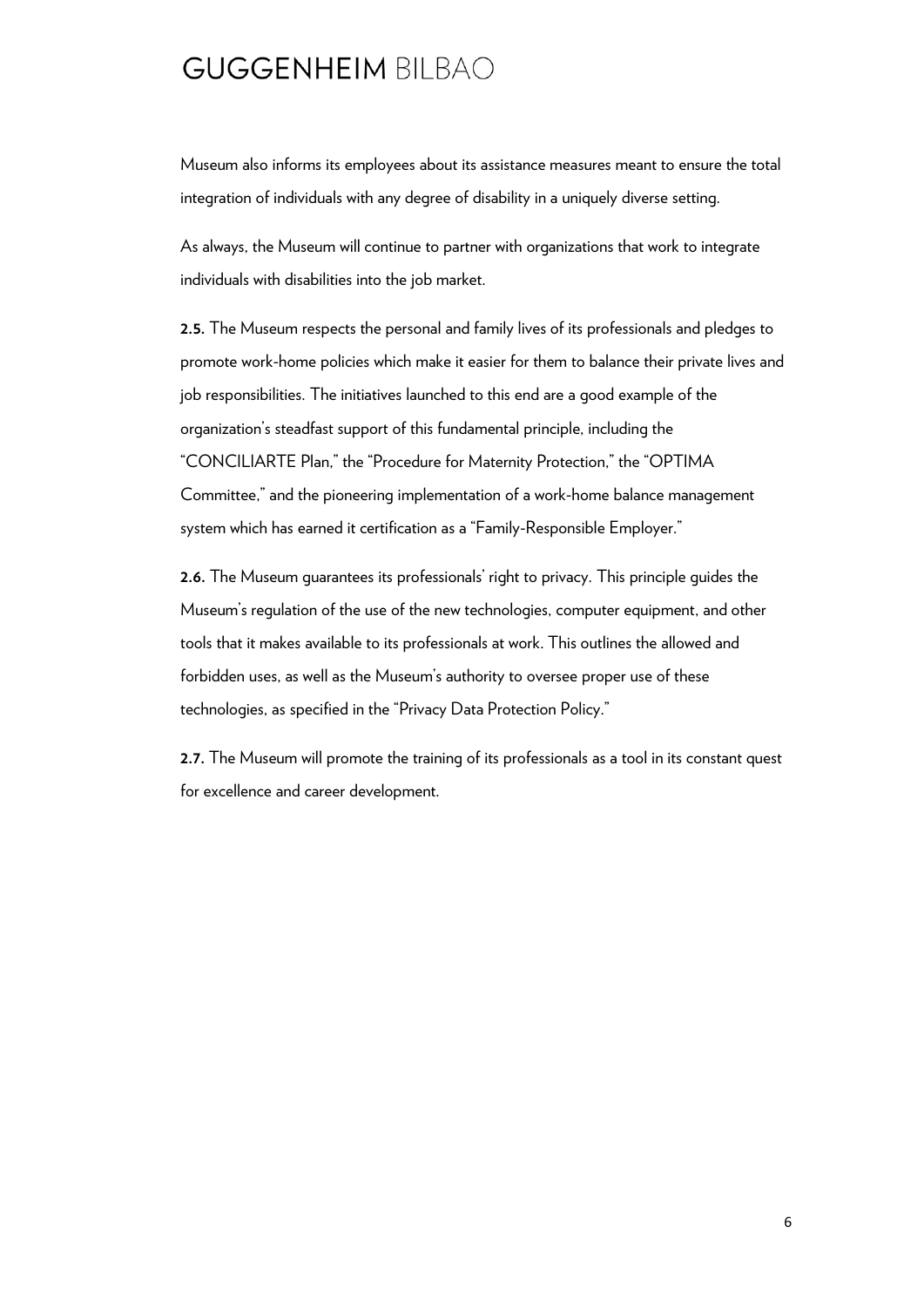Museum also informs its employees about its assistance measures meant to ensure the total integration of individuals with any degree of disability in a uniquely diverse setting.

As always, the Museum will continue to partner with organizations that work to integrate individuals with disabilities into the job market.

**2.5.** The Museum respects the personal and family lives of its professionals and pledges to promote work-home policies which make it easier for them to balance their private lives and job responsibilities. The initiatives launched to this end are a good example of the organization's steadfast support of this fundamental principle, including the "CONCILIARTE Plan," the "Procedure for Maternity Protection," the "OPTIMA Committee," and the pioneering implementation of a work-home balance management system which has earned it certification as a "Family-Responsible Employer."

**2.6.** The Museum guarantees its professionals' right to privacy. This principle guides the Museum's regulation of the use of the new technologies, computer equipment, and other tools that it makes available to its professionals at work. This outlines the allowed and forbidden uses, as well as the Museum's authority to oversee proper use of these technologies, as specified in the "Privacy Data Protection Policy."

**2.7.** The Museum will promote the training of its professionals as a tool in its constant quest for excellence and career development.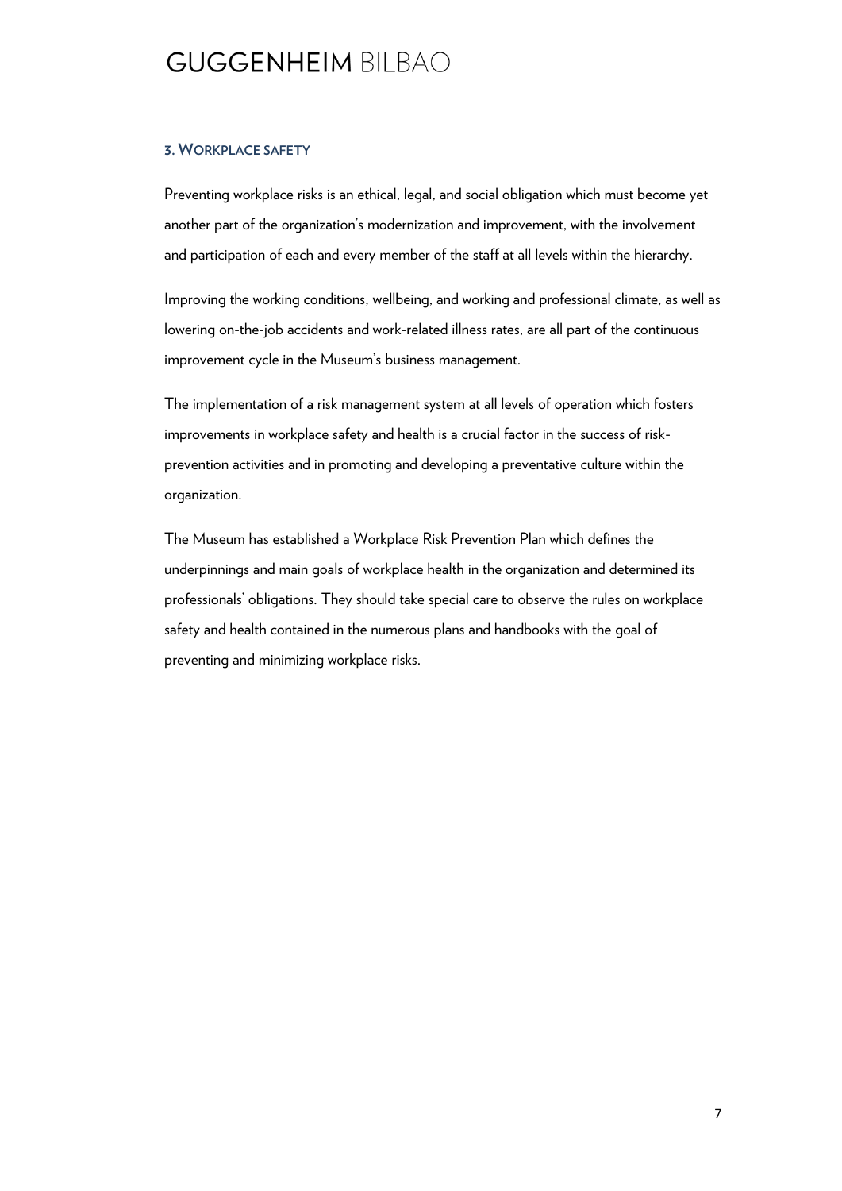## 3. Workplace safety

Preventing workplace risks is an ethical, legal, and social obligation which must become yet another part of the organization's modernization and improvement, with the involvement and participation of each and every member of the staff at all levels within the hierarchy.

Improving the working conditions, wellbeing, and working and professional climate, as well as lowering on-the-job accidents and work-related illness rates, are all part of the continuous improvement cycle in the Museum's business management.

The implementation of a risk management system at all levels of operation which fosters improvements in workplace safety and health is a crucial factor in the success of risk-prevention activities and in promoting and developing a preventative culture within the organization.

The Museum has established a Workplace Risk Prevention Plan which defines the underpinnings and main goals of workplace health in the organization and determined its professionals' obligations. They should take special care to observe the rules on workplace safety and health contained in the numerous plans and handbooks with the goal of preventing and minimizing workplace risks.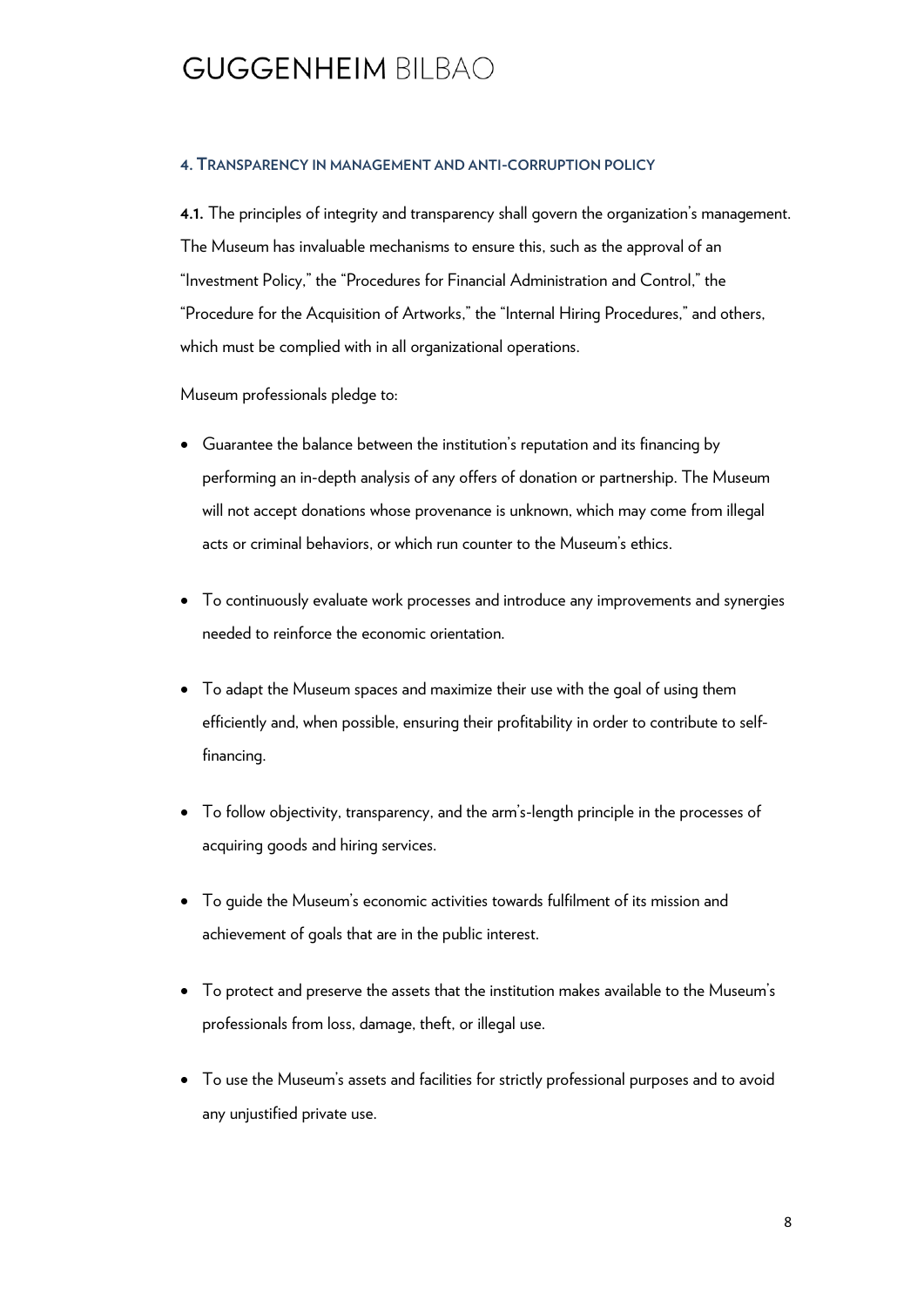## 4. Transparency in management and anti-corruption policy

**4.1.** The principles of integrity and transparency shall govern the organization's management. The Museum has invaluable mechanisms to ensure this, such as the approval of an "Investment Policy," the "Procedures for Financial Administration and Control," the "Procedure for the Acquisition of Artworks," the "Internal Hiring Procedures," and others, which must be complied with in all organizational operations.

Museum professionals pledge to:

- Guarantee the balance between the institution's reputation and its financing by performing an in-depth analysis of any offers of donation or partnership. The Museum will not accept donations whose provenance is unknown, which may come from illegal acts or criminal behaviors, or which run counter to the Museum's ethics.
- To continuously evaluate work processes and introduce any improvements and synergies needed to reinforce the economic orientation.
- To adapt the Museum spaces and maximize their use with the goal of using them efficiently and, when possible, ensuring their profitability in order to contribute to self-financing.
- To follow objectivity, transparency, and the arm's-length principle in the processes of acquiring goods and hiring services.
- To guide the Museum's economic activities towards fulfilment of its mission and achievement of goals that are in the public interest.
- To protect and preserve the assets that the institution makes available to the Museum's professionals from loss, damage, theft, or illegal use.
- To use the Museum's assets and facilities for strictly professional purposes and to avoid any unjustified private use.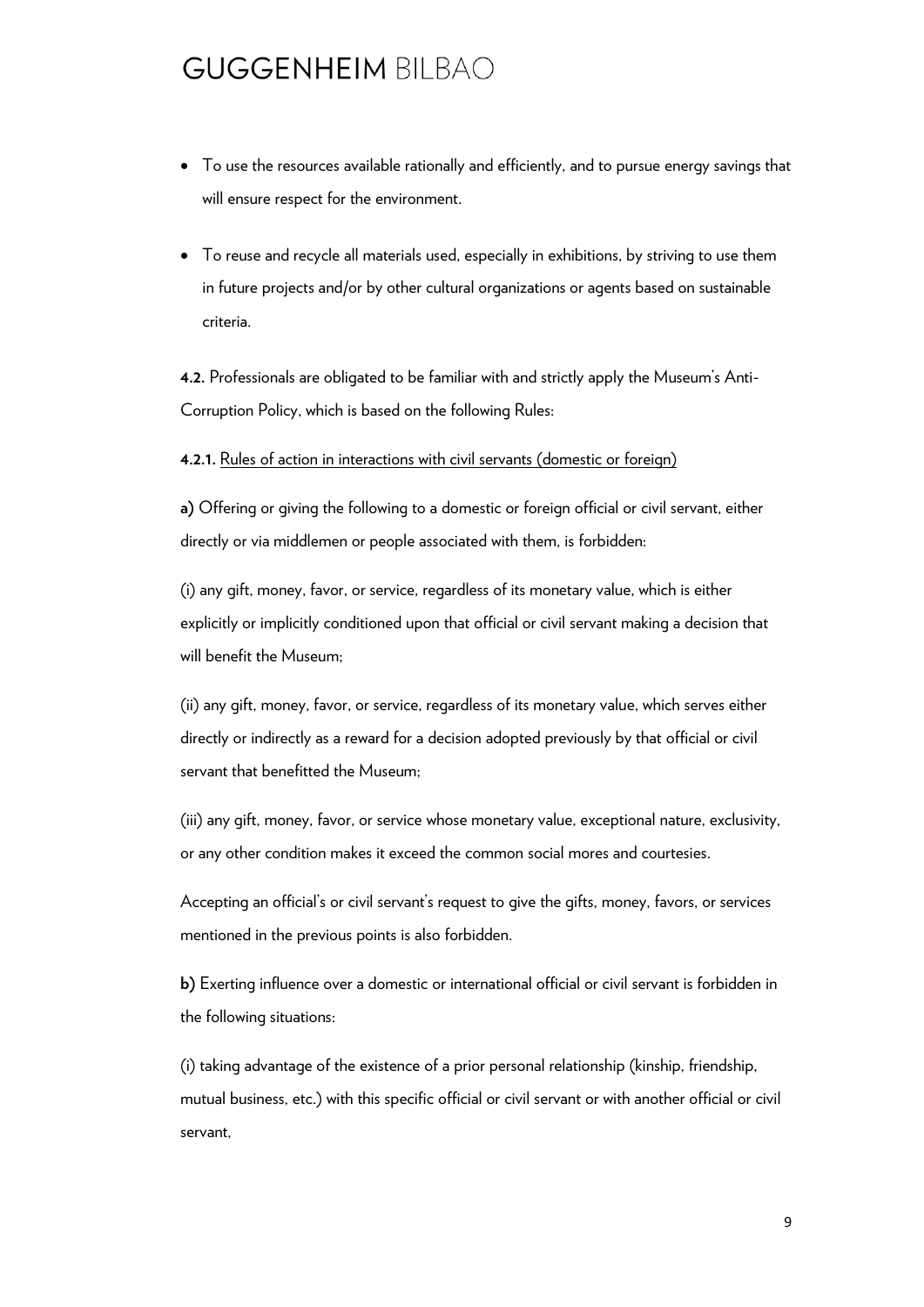- To use the resources available rationally and efficiently, and to pursue energy savings that will ensure respect for the environment.
- To reuse and recycle all materials used, especially in exhibitions, by striving to use them in future projects and/or by other cultural organizations or agents based on sustainable criteria.

**4.2.** Professionals are obligated to be familiar with and strictly apply the Museum's Anti-Corruption Policy, which is based on the following Rules:

**4.2.1.** Rules of action in interactions with civil servants (domestic or foreign)

**a)** Offering or giving the following to a domestic or foreign official or civil servant, either directly or via middlemen or people associated with them, is forbidden:

(i) any gift, money, favor, or service, regardless of its monetary value, which is either explicitly or implicitly conditioned upon that official or civil servant making a decision that will benefit the Museum;

(ii) any gift, money, favor, or service, regardless of its monetary value, which serves either directly or indirectly as a reward for a decision adopted previously by that official or civil servant that benefitted the Museum;

(iii) any gift, money, favor, or service whose monetary value, exceptional nature, exclusivity, or any other condition makes it exceed the common social mores and courtesies.

Accepting an official's or civil servant's request to give the gifts, money, favors, or services mentioned in the previous points is also forbidden.

**b)** Exerting influence over a domestic or international official or civil servant is forbidden in the following situations:

(i) taking advantage of the existence of a prior personal relationship (kinship, friendship, mutual business, etc.) with this specific official or civil servant or with another official or civil servant,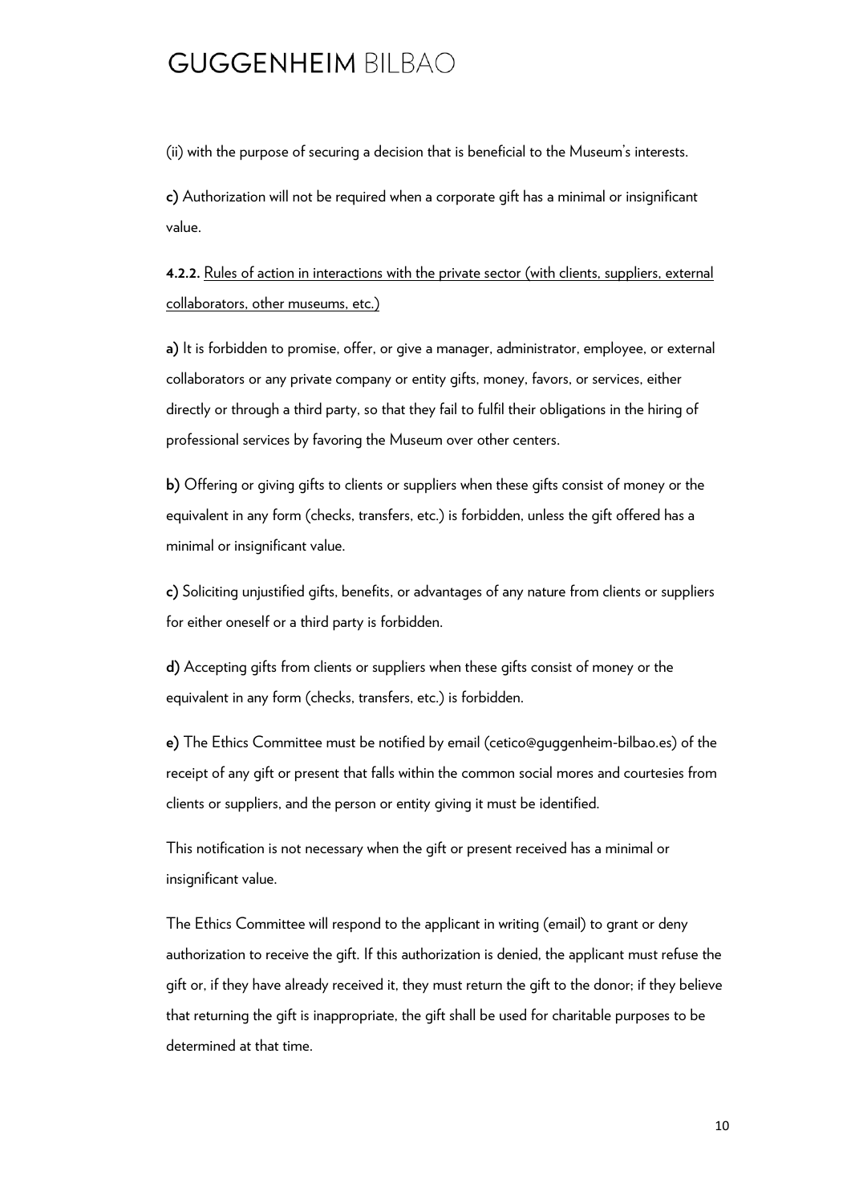(ii) with the purpose of securing a decision that is beneficial to the Museum's interests.

**c)** Authorization will not be required when a corporate gift has a minimal or insignificant value.

**4.2.2.** Rules of action in interactions with the private sector (with clients, suppliers, external collaborators, other museums, etc.)

**a)** It is forbidden to promise, offer, or give a manager, administrator, employee, or external collaborators or any private company or entity gifts, money, favors, or services, either directly or through a third party, so that they fail to fulfil their obligations in the hiring of professional services by favoring the Museum over other centers.

**b)** Offering or giving gifts to clients or suppliers when these gifts consist of money or the equivalent in any form (checks, transfers, etc.) is forbidden, unless the gift offered has a minimal or insignificant value.

**c)** Soliciting unjustified gifts, benefits, or advantages of any nature from clients or suppliers for either oneself or a third party is forbidden.

**d)** Accepting gifts from clients or suppliers when these gifts consist of money or the equivalent in any form (checks, transfers, etc.) is forbidden.

**e)** The Ethics Committee must be notified by email (cetico@guggenheim-bilbao.es) of the receipt of any gift or present that falls within the common social mores and courtesies from clients or suppliers, and the person or entity giving it must be identified.

This notification is not necessary when the gift or present received has a minimal or insignificant value.

The Ethics Committee will respond to the applicant in writing (email) to grant or deny authorization to receive the gift. If this authorization is denied, the applicant must refuse the gift or, if they have already received it, they must return the gift to the donor; if they believe that returning the gift is inappropriate, the gift shall be used for charitable purposes to be determined at that time.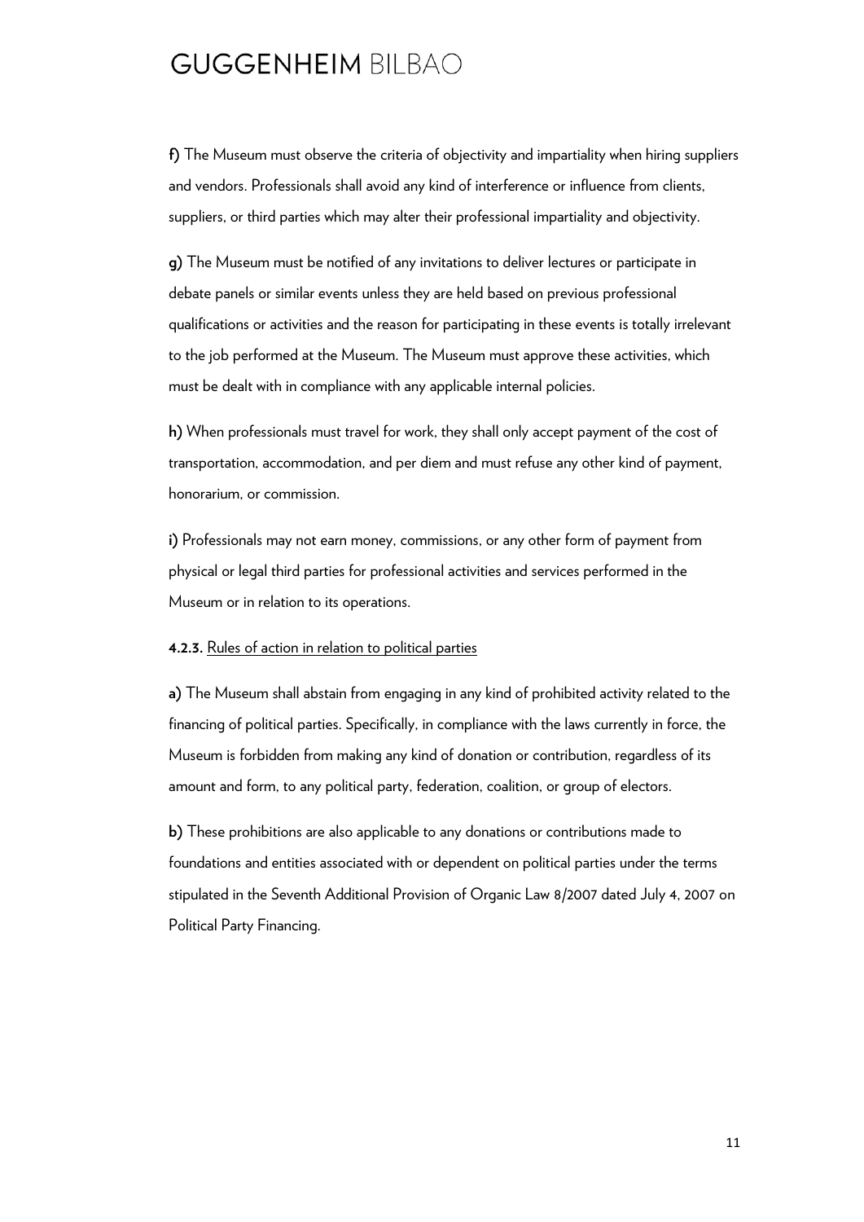**f)** The Museum must observe the criteria of objectivity and impartiality when hiring suppliers and vendors. Professionals shall avoid any kind of interference or influence from clients, suppliers, or third parties which may alter their professional impartiality and objectivity.

**g)** The Museum must be notified of any invitations to deliver lectures or participate in debate panels or similar events unless they are held based on previous professional qualifications or activities and the reason for participating in these events is totally irrelevant to the job performed at the Museum. The Museum must approve these activities, which must be dealt with in compliance with any applicable internal policies.

**h)** When professionals must travel for work, they shall only accept payment of the cost of transportation, accommodation, and per diem and must refuse any other kind of payment, honorarium, or commission.

**i)** Professionals may not earn money, commissions, or any other form of payment from physical or legal third parties for professional activities and services performed in the Museum or in relation to its operations.

**4.2.3.** Rules of action in relation to political parties

**a)** The Museum shall abstain from engaging in any kind of prohibited activity related to the financing of political parties. Specifically, in compliance with the laws currently in force, the Museum is forbidden from making any kind of donation or contribution, regardless of its amount and form, to any political party, federation, coalition, or group of electors.

**b)** These prohibitions are also applicable to any donations or contributions made to foundations and entities associated with or dependent on political parties under the terms stipulated in the Seventh Additional Provision of Organic Law 8/2007 dated July 4, 2007 on Political Party Financing.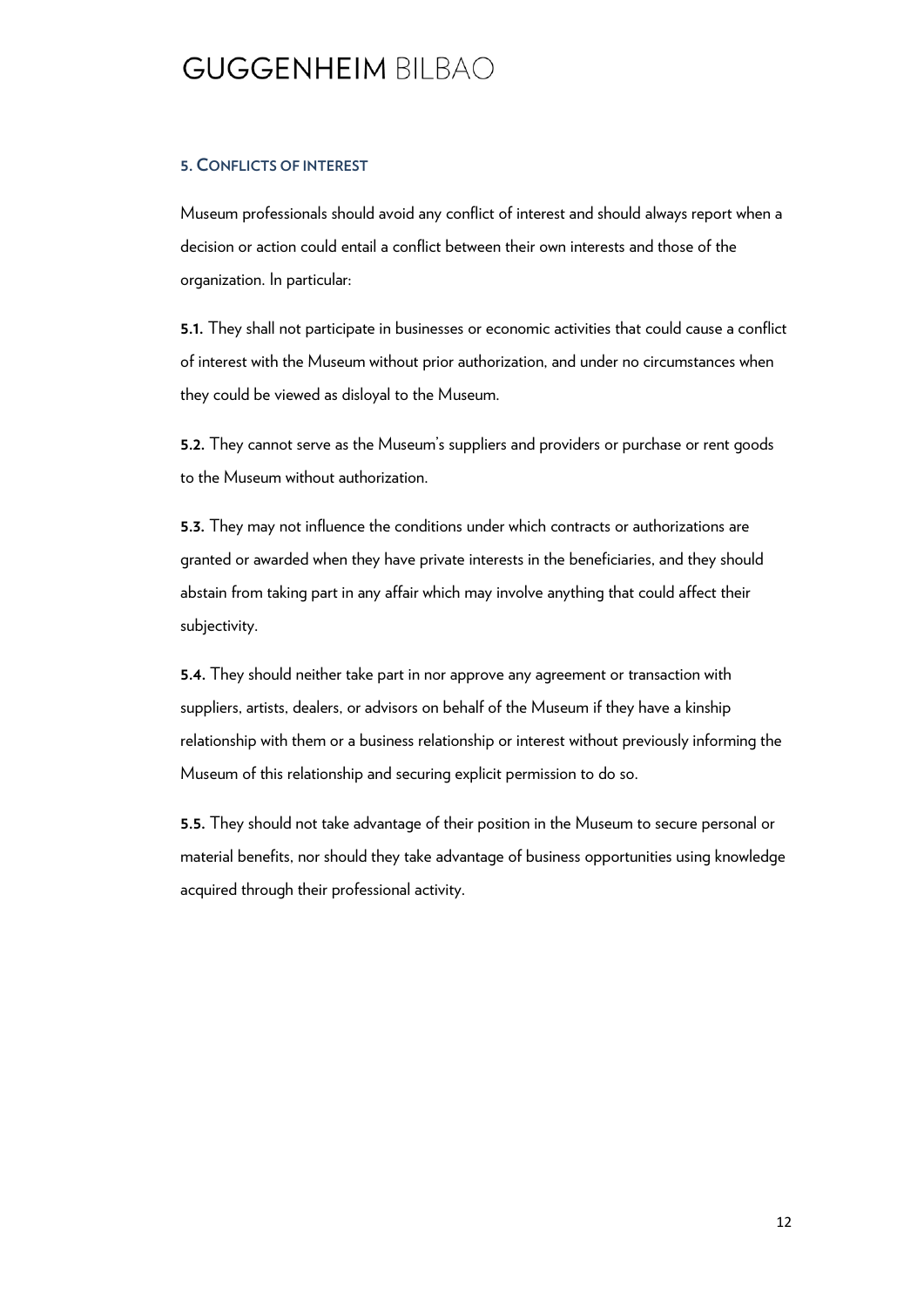## 5. Conflicts of interest

Museum professionals should avoid any conflict of interest and should always report when a decision or action could entail a conflict between their own interests and those of the organization. In particular:

**5.1.** They shall not participate in businesses or economic activities that could cause a conflict of interest with the Museum without prior authorization, and under no circumstances when they could be viewed as disloyal to the Museum.

**5.2.** They cannot serve as the Museum's suppliers and providers or purchase or rent goods to the Museum without authorization.

**5.3.** They may not influence the conditions under which contracts or authorizations are granted or awarded when they have private interests in the beneficiaries, and they should abstain from taking part in any affair which may involve anything that could affect their subjectivity.

**5.4.** They should neither take part in nor approve any agreement or transaction with suppliers, artists, dealers, or advisors on behalf of the Museum if they have a kinship relationship with them or a business relationship or interest without previously informing the Museum of this relationship and securing explicit permission to do so.

**5.5.** They should not take advantage of their position in the Museum to secure personal or material benefits, nor should they take advantage of business opportunities using knowledge acquired through their professional activity.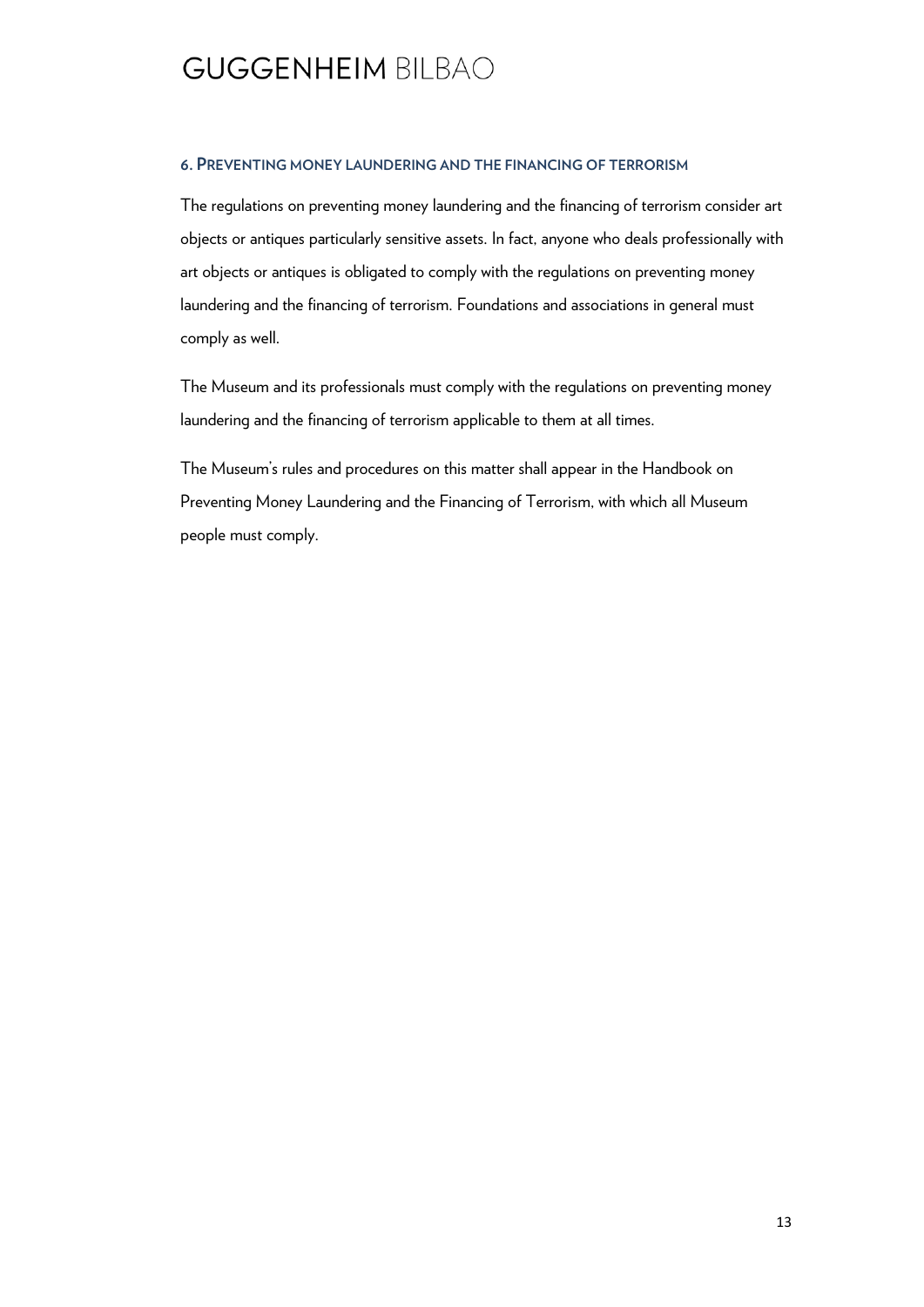## 6. Preventing money laundering and the financing of terrorism

The regulations on preventing money laundering and the financing of terrorism consider art objects or antiques particularly sensitive assets. In fact, anyone who deals professionally with art objects or antiques is obligated to comply with the regulations on preventing money laundering and the financing of terrorism. Foundations and associations in general must comply as well.

The Museum and its professionals must comply with the regulations on preventing money laundering and the financing of terrorism applicable to them at all times.

The Museum's rules and procedures on this matter shall appear in the Handbook on Preventing Money Laundering and the Financing of Terrorism, with which all Museum people must comply.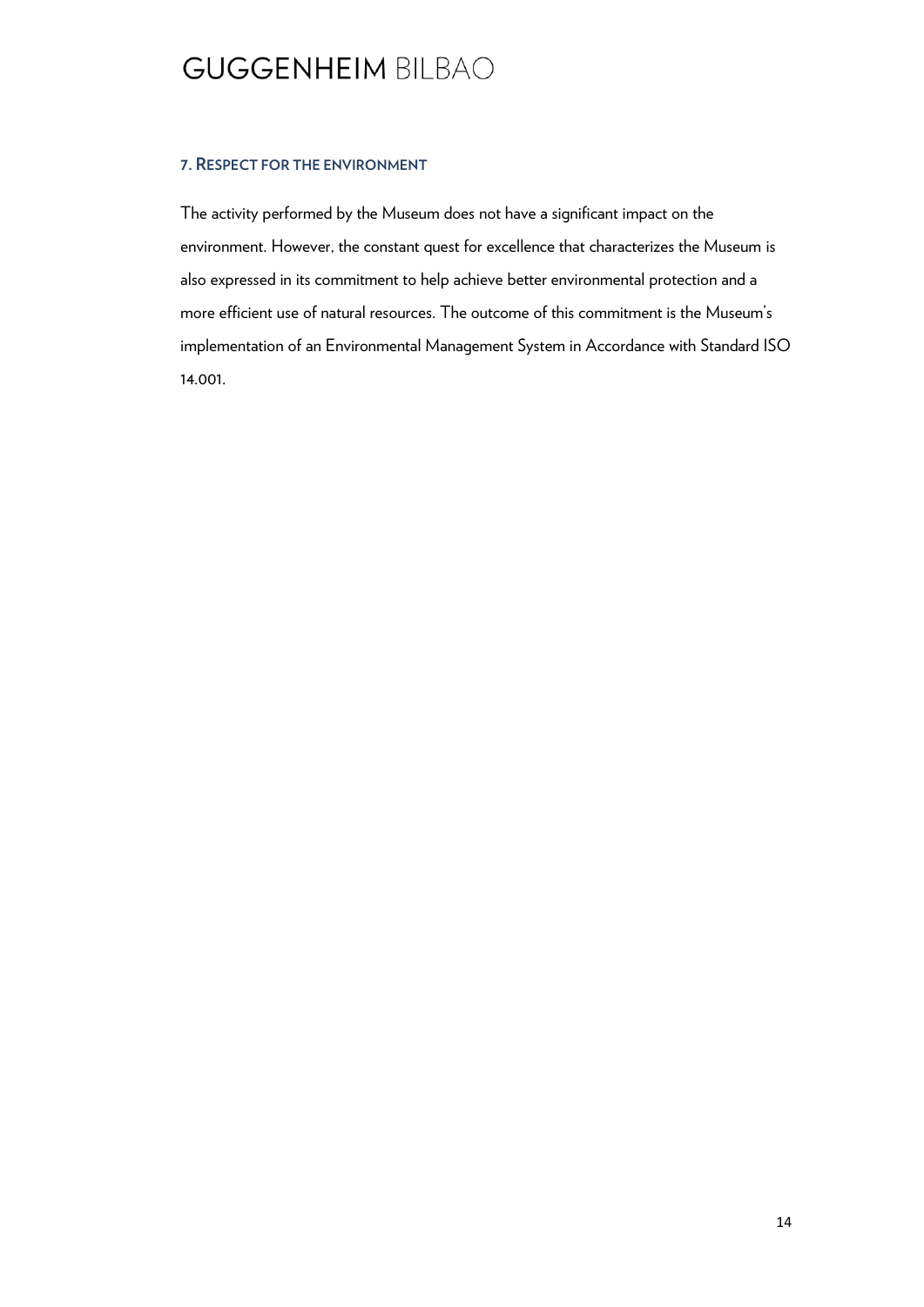## 7. Respect for the environment

The activity performed by the Museum does not have a significant impact on the environment. However, the constant quest for excellence that characterizes the Museum is also expressed in its commitment to help achieve better environmental protection and a more efficient use of natural resources. The outcome of this commitment is the Museum's implementation of an Environmental Management System in Accordance with Standard ISO 14.001.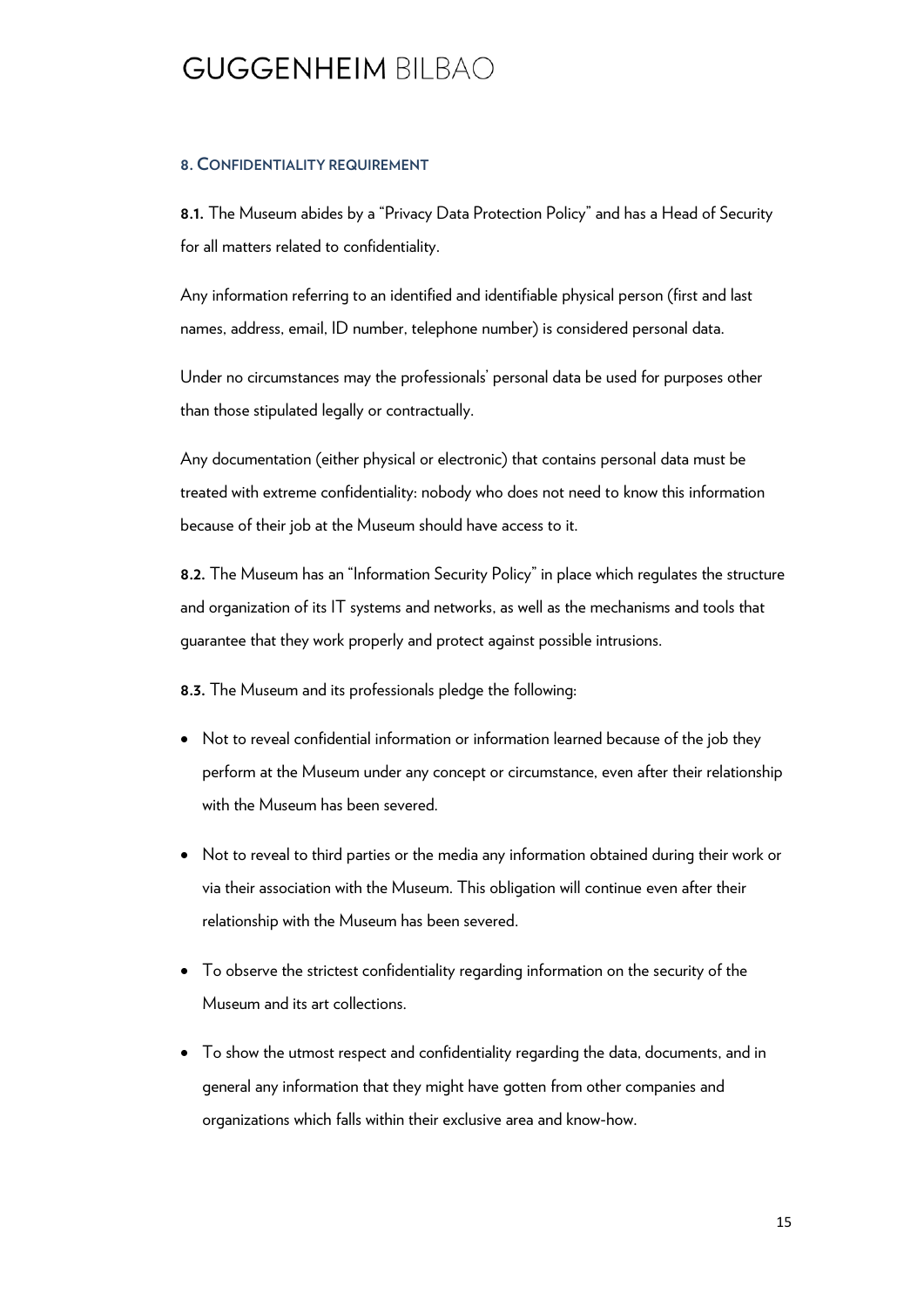## 8. Confidentiality requirement

**8.1.** The Museum abides by a "Privacy Data Protection Policy" and has a Head of Security for all matters related to confidentiality.

Any information referring to an identified and identifiable physical person (first and last names, address, email, ID number, telephone number) is considered personal data.

Under no circumstances may the professionals' personal data be used for purposes other than those stipulated legally or contractually.

Any documentation (either physical or electronic) that contains personal data must be treated with extreme confidentiality: nobody who does not need to know this information because of their job at the Museum should have access to it.

**8.2.** The Museum has an "Information Security Policy" in place which regulates the structure and organization of its IT systems and networks, as well as the mechanisms and tools that guarantee that they work properly and protect against possible intrusions.

**8.3.** The Museum and its professionals pledge the following:

- Not to reveal confidential information or information learned because of the job they perform at the Museum under any concept or circumstance, even after their relationship with the Museum has been severed.
- Not to reveal to third parties or the media any information obtained during their work or via their association with the Museum. This obligation will continue even after their relationship with the Museum has been severed.
- To observe the strictest confidentiality regarding information on the security of the Museum and its art collections.
- To show the utmost respect and confidentiality regarding the data, documents, and in general any information that they might have gotten from other companies and organizations which falls within their exclusive area and know-how.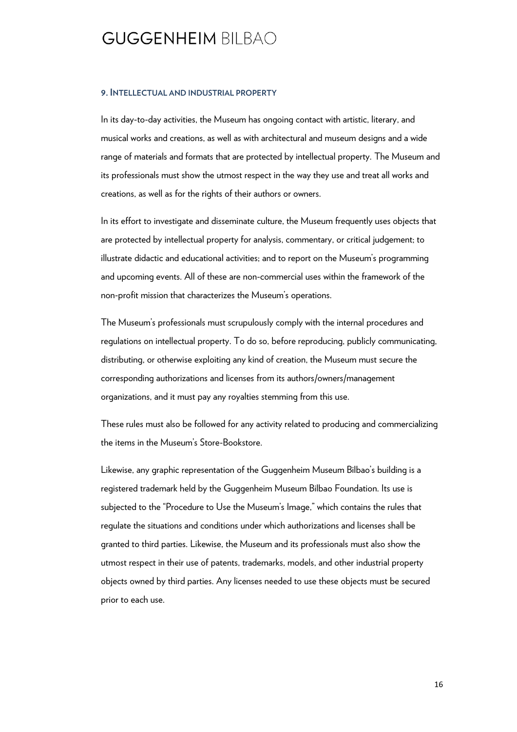## 9. Intellectual and industrial property

In its day-to-day activities, the Museum has ongoing contact with artistic, literary, and musical works and creations, as well as with architectural and museum designs and a wide range of materials and formats that are protected by intellectual property. The Museum and its professionals must show the utmost respect in the way they use and treat all works and creations, as well as for the rights of their authors or owners.

In its effort to investigate and disseminate culture, the Museum frequently uses objects that are protected by intellectual property for analysis, commentary, or critical judgement; to illustrate didactic and educational activities; and to report on the Museum's programming and upcoming events. All of these are non-commercial uses within the framework of the non-profit mission that characterizes the Museum's operations.

The Museum's professionals must scrupulously comply with the internal procedures and regulations on intellectual property. To do so, before reproducing, publicly communicating, distributing, or otherwise exploiting any kind of creation, the Museum must secure the corresponding authorizations and licenses from its authors/owners/management organizations, and it must pay any royalties stemming from this use.

These rules must also be followed for any activity related to producing and commercializing the items in the Museum's Store-Bookstore.

Likewise, any graphic representation of the Guggenheim Museum Bilbao's building is a registered trademark held by the Guggenheim Museum Bilbao Foundation. Its use is subjected to the "Procedure to Use the Museum's Image," which contains the rules that regulate the situations and conditions under which authorizations and licenses shall be granted to third parties. Likewise, the Museum and its professionals must also show the utmost respect in their use of patents, trademarks, models, and other industrial property objects owned by third parties. Any licenses needed to use these objects must be secured prior to each use.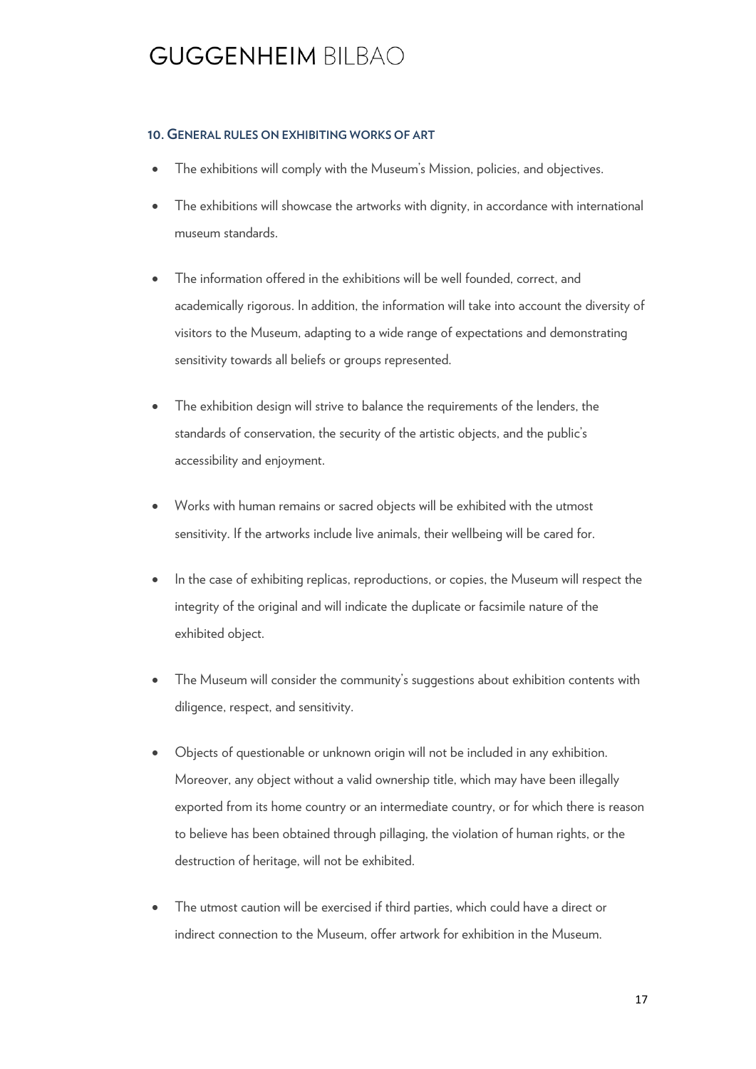### 10. General rules on exhibiting works of art

- The exhibitions will comply with the Museum's Mission, policies, and objectives.
- The exhibitions will showcase the artworks with dignity, in accordance with international museum standards.
- The information offered in the exhibitions will be well founded, correct, and academically rigorous. In addition, the information will take into account the diversity of visitors to the Museum, adapting to a wide range of expectations and demonstrating sensitivity towards all beliefs or groups represented.
- The exhibition design will strive to balance the requirements of the lenders, the standards of conservation, the security of the artistic objects, and the public's accessibility and enjoyment.
- Works with human remains or sacred objects will be exhibited with the utmost sensitivity. If the artworks include live animals, their wellbeing will be cared for.
- In the case of exhibiting replicas, reproductions, or copies, the Museum will respect the integrity of the original and will indicate the duplicate or facsimile nature of the exhibited object.
- The Museum will consider the community's suggestions about exhibition contents with diligence, respect, and sensitivity.
- Objects of questionable or unknown origin will not be included in any exhibition. Moreover, any object without a valid ownership title, which may have been illegally exported from its home country or an intermediate country, or for which there is reason to believe has been obtained through pillaging, the violation of human rights, or the destruction of heritage, will not be exhibited.
- The utmost caution will be exercised if third parties, which could have a direct or indirect connection to the Museum, offer artwork for exhibition in the Museum.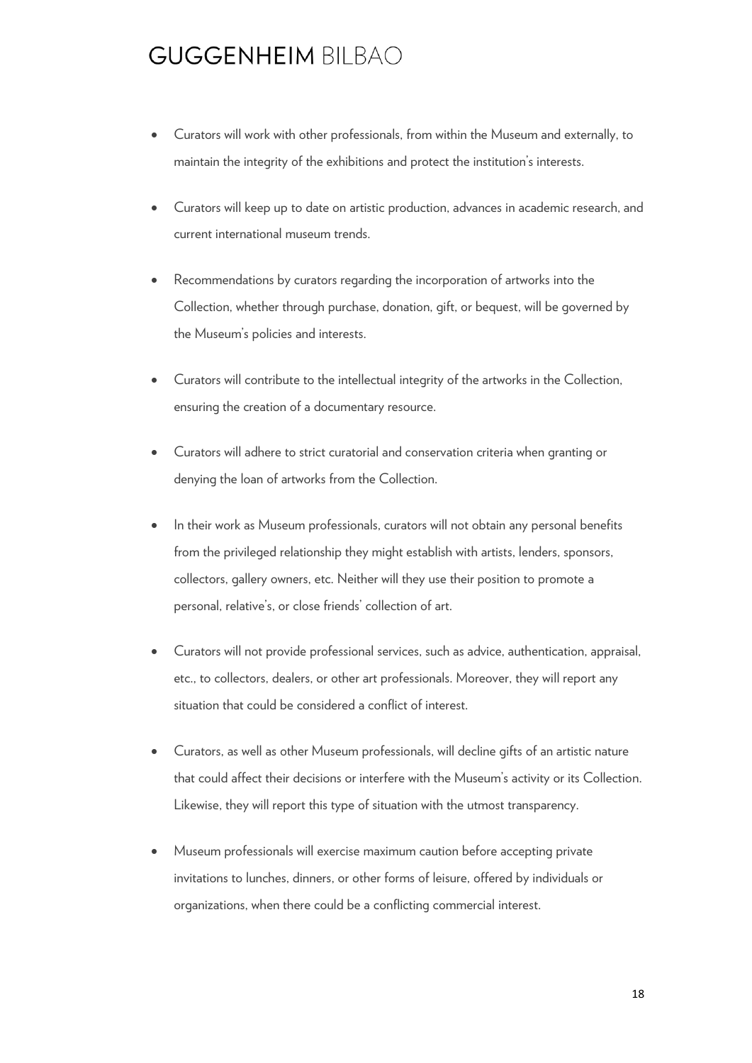- Curators will work with other professionals, from within the Museum and externally, to maintain the integrity of the exhibitions and protect the institution's interests.

- Curators will keep up to date on artistic production, advances in academic research, and current international museum trends.

- Recommendations by curators regarding the incorporation of artworks into the Collection, whether through purchase, donation, gift, or bequest, will be governed by the Museum's policies and interests.

- Curators will contribute to the intellectual integrity of the artworks in the Collection, ensuring the creation of a documentary resource.

- Curators will adhere to strict curatorial and conservation criteria when granting or denying the loan of artworks from the Collection.

- In their work as Museum professionals, curators will not obtain any personal benefits from the privileged relationship they might establish with artists, lenders, sponsors, collectors, gallery owners, etc. Neither will they use their position to promote a personal, relative's, or close friends' collection of art.

- Curators will not provide professional services, such as advice, authentication, appraisal, etc., to collectors, dealers, or other art professionals. Moreover, they will report any situation that could be considered a conflict of interest.

- Curators, as well as other Museum professionals, will decline gifts of an artistic nature that could affect their decisions or interfere with the Museum's activity or its Collection. Likewise, they will report this type of situation with the utmost transparency.

- Museum professionals will exercise maximum caution before accepting private invitations to lunches, dinners, or other forms of leisure, offered by individuals or organizations, when there could be a conflicting commercial interest.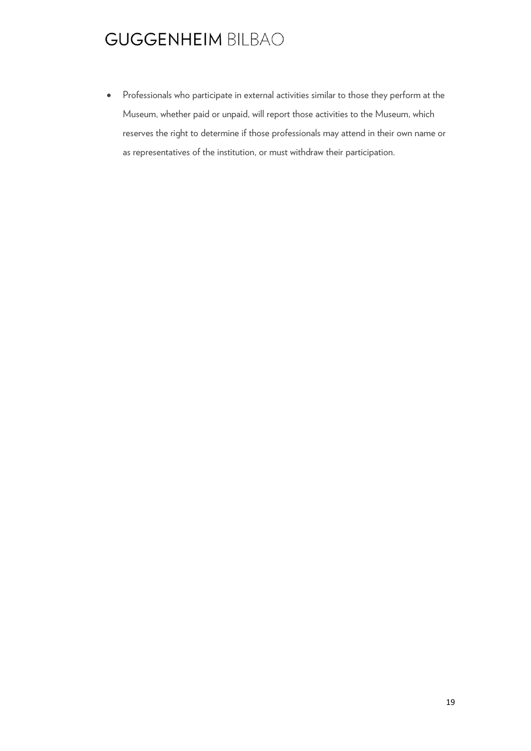- Professionals who participate in external activities similar to those they perform at the Museum, whether paid or unpaid, will report those activities to the Museum, which reserves the right to determine if those professionals may attend in their own name or as representatives of the institution, or must withdraw their participation.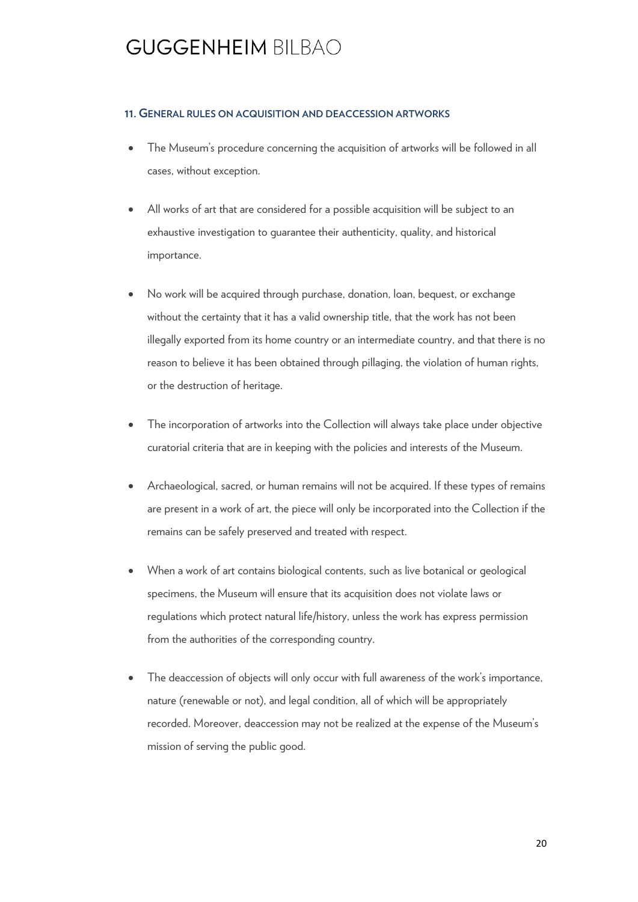## 11. General rules on acquisition and deaccession artworks

- The Museum's procedure concerning the acquisition of artworks will be followed in all cases, without exception.
- All works of art that are considered for a possible acquisition will be subject to an exhaustive investigation to guarantee their authenticity, quality, and historical importance.
- No work will be acquired through purchase, donation, loan, bequest, or exchange without the certainty that it has a valid ownership title, that the work has not been illegally exported from its home country or an intermediate country, and that there is no reason to believe it has been obtained through pillaging, the violation of human rights, or the destruction of heritage.
- The incorporation of artworks into the Collection will always take place under objective curatorial criteria that are in keeping with the policies and interests of the Museum.
- Archaeological, sacred, or human remains will not be acquired. If these types of remains are present in a work of art, the piece will only be incorporated into the Collection if the remains can be safely preserved and treated with respect.
- When a work of art contains biological contents, such as live botanical or geological specimens, the Museum will ensure that its acquisition does not violate laws or regulations which protect natural life/history, unless the work has express permission from the authorities of the corresponding country.
- The deaccession of objects will only occur with full awareness of the work's importance, nature (renewable or not), and legal condition, all of which will be appropriately recorded. Moreover, deaccession may not be realized at the expense of the Museum's mission of serving the public good.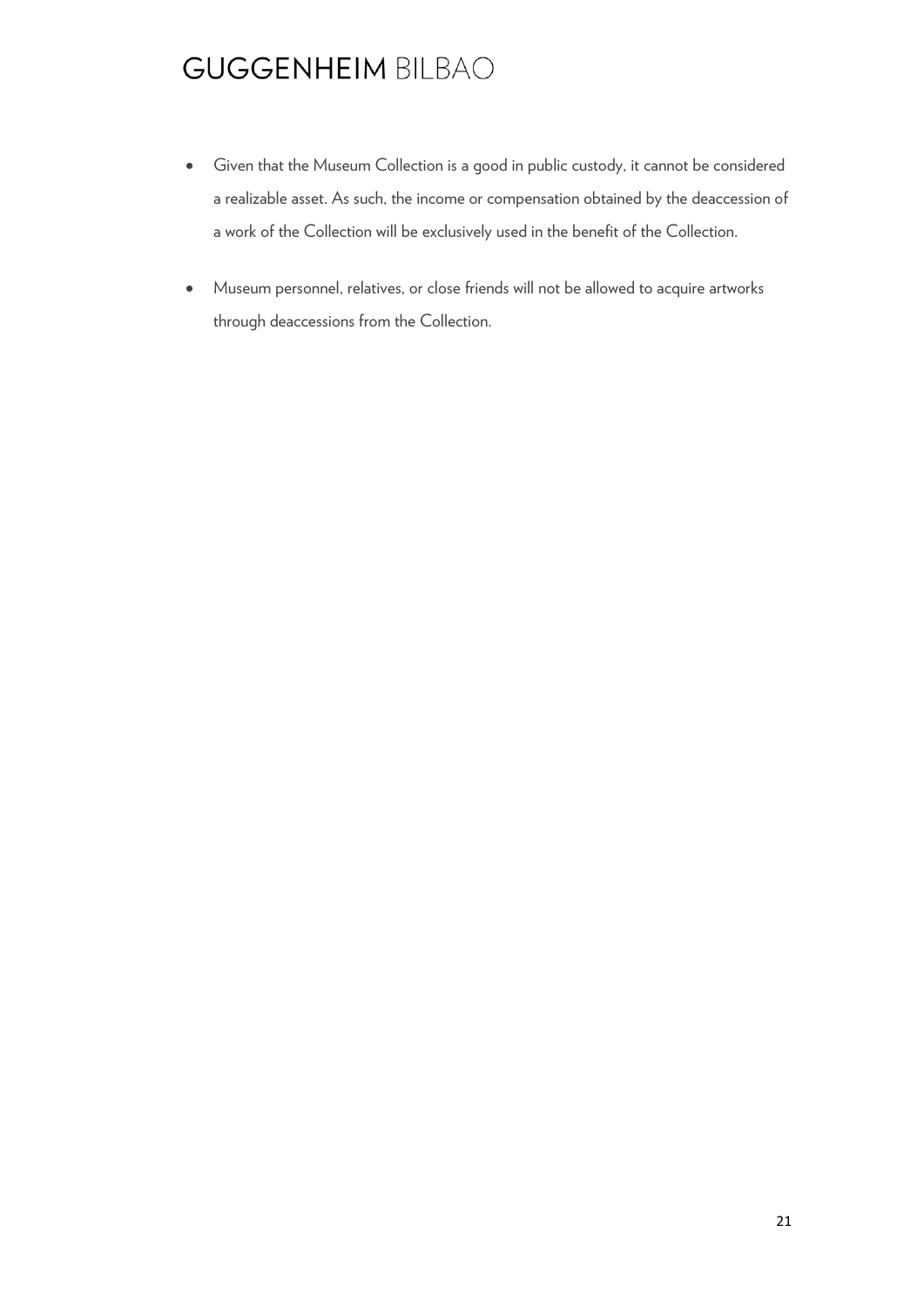- Given that the Museum Collection is a good in public custody, it cannot be considered a realizable asset. As such, the income or compensation obtained by the deaccession of a work of the Collection will be exclusively used in the benefit of the Collection.
- Museum personnel, relatives, or close friends will not be allowed to acquire artworks through deaccessions from the Collection.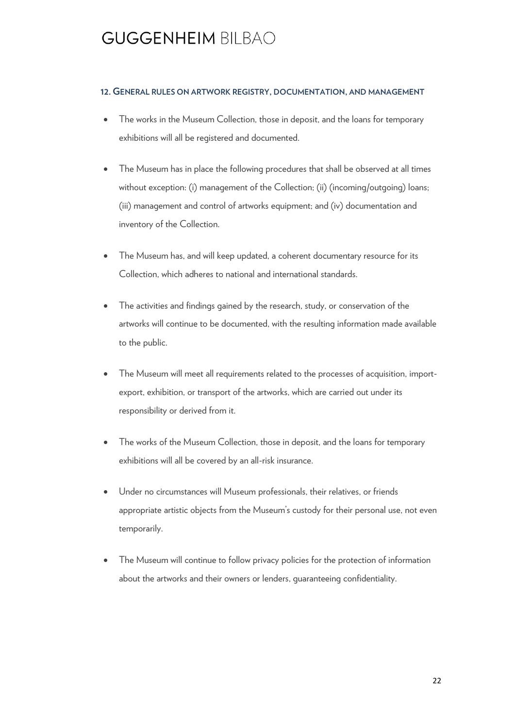## 12. General rules on artwork registry, documentation, and management

- The works in the Museum Collection, those in deposit, and the loans for temporary exhibitions will all be registered and documented.

- The Museum has in place the following procedures that shall be observed at all times without exception: (i) management of the Collection; (ii) (incoming/outgoing) loans; (iii) management and control of artworks equipment; and (iv) documentation and inventory of the Collection.

- The Museum has, and will keep updated, a coherent documentary resource for its Collection, which adheres to national and international standards.

- The activities and findings gained by the research, study, or conservation of the artworks will continue to be documented, with the resulting information made available to the public.

- The Museum will meet all requirements related to the processes of acquisition, import-export, exhibition, or transport of the artworks, which are carried out under its responsibility or derived from it.

- The works of the Museum Collection, those in deposit, and the loans for temporary exhibitions will all be covered by an all-risk insurance.

- Under no circumstances will Museum professionals, their relatives, or friends appropriate artistic objects from the Museum's custody for their personal use, not even temporarily.

- The Museum will continue to follow privacy policies for the protection of information about the artworks and their owners or lenders, guaranteeing confidentiality.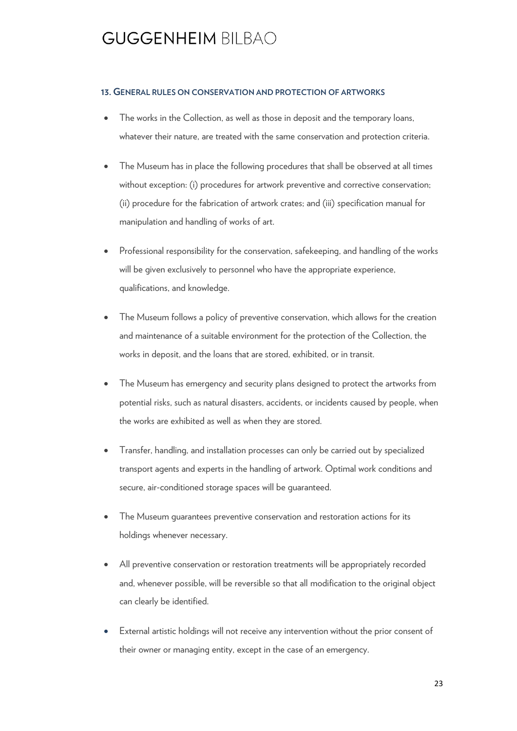## 13. General rules on conservation and protection of artworks

- The works in the Collection, as well as those in deposit and the temporary loans, whatever their nature, are treated with the same conservation and protection criteria.
- The Museum has in place the following procedures that shall be observed at all times without exception: (i) procedures for artwork preventive and corrective conservation; (ii) procedure for the fabrication of artwork crates; and (iii) specification manual for manipulation and handling of works of art.
- Professional responsibility for the conservation, safekeeping, and handling of the works will be given exclusively to personnel who have the appropriate experience, qualifications, and knowledge.
- The Museum follows a policy of preventive conservation, which allows for the creation and maintenance of a suitable environment for the protection of the Collection, the works in deposit, and the loans that are stored, exhibited, or in transit.
- The Museum has emergency and security plans designed to protect the artworks from potential risks, such as natural disasters, accidents, or incidents caused by people, when the works are exhibited as well as when they are stored.
- Transfer, handling, and installation processes can only be carried out by specialized transport agents and experts in the handling of artwork. Optimal work conditions and secure, air-conditioned storage spaces will be guaranteed.
- The Museum guarantees preventive conservation and restoration actions for its holdings whenever necessary.
- All preventive conservation or restoration treatments will be appropriately recorded and, whenever possible, will be reversible so that all modification to the original object can clearly be identified.
- External artistic holdings will not receive any intervention without the prior consent of their owner or managing entity, except in the case of an emergency.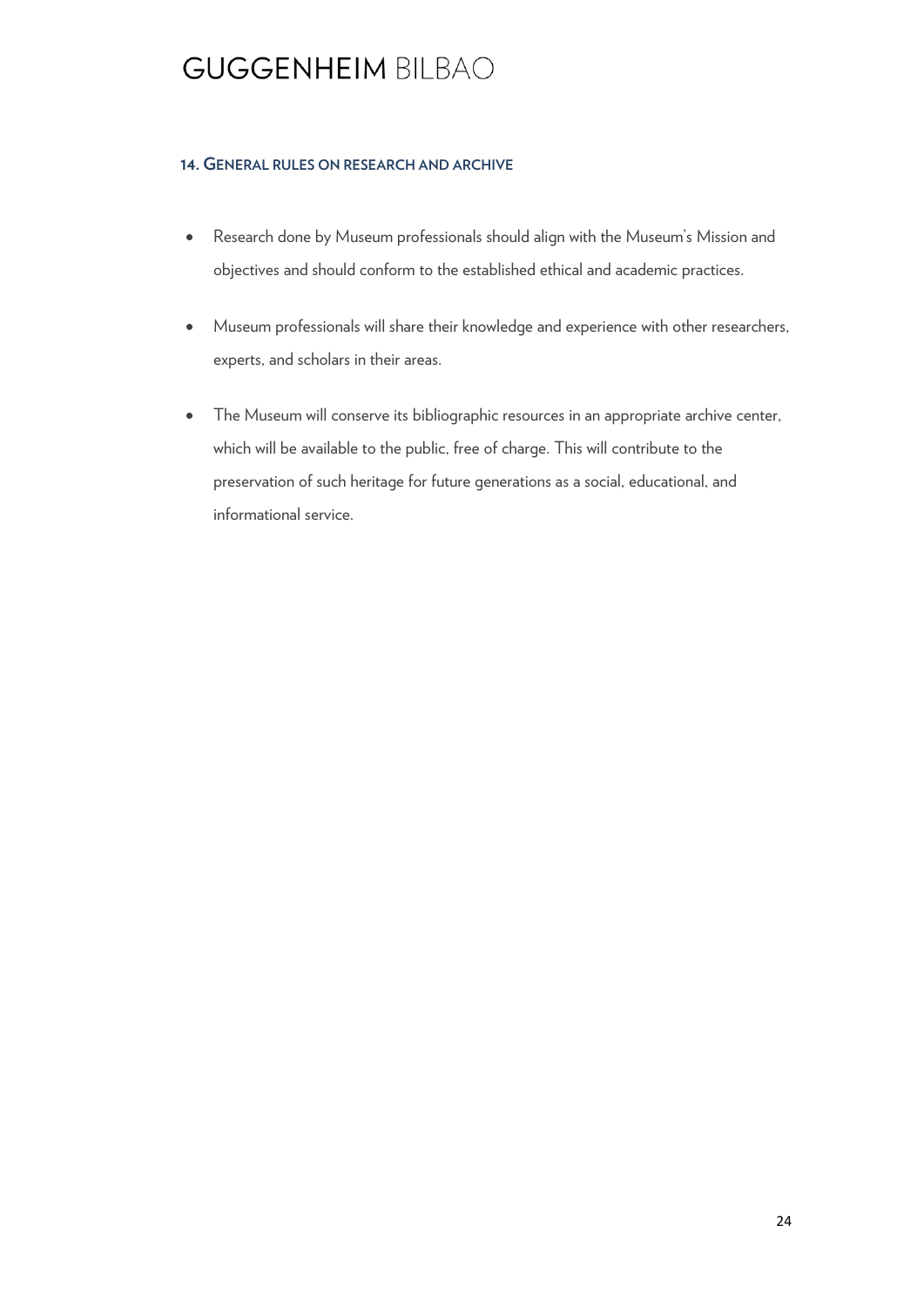## 14. General rules on research and archive

- Research done by Museum professionals should align with the Museum's Mission and objectives and should conform to the established ethical and academic practices.
- Museum professionals will share their knowledge and experience with other researchers, experts, and scholars in their areas.
- The Museum will conserve its bibliographic resources in an appropriate archive center, which will be available to the public, free of charge. This will contribute to the preservation of such heritage for future generations as a social, educational, and informational service.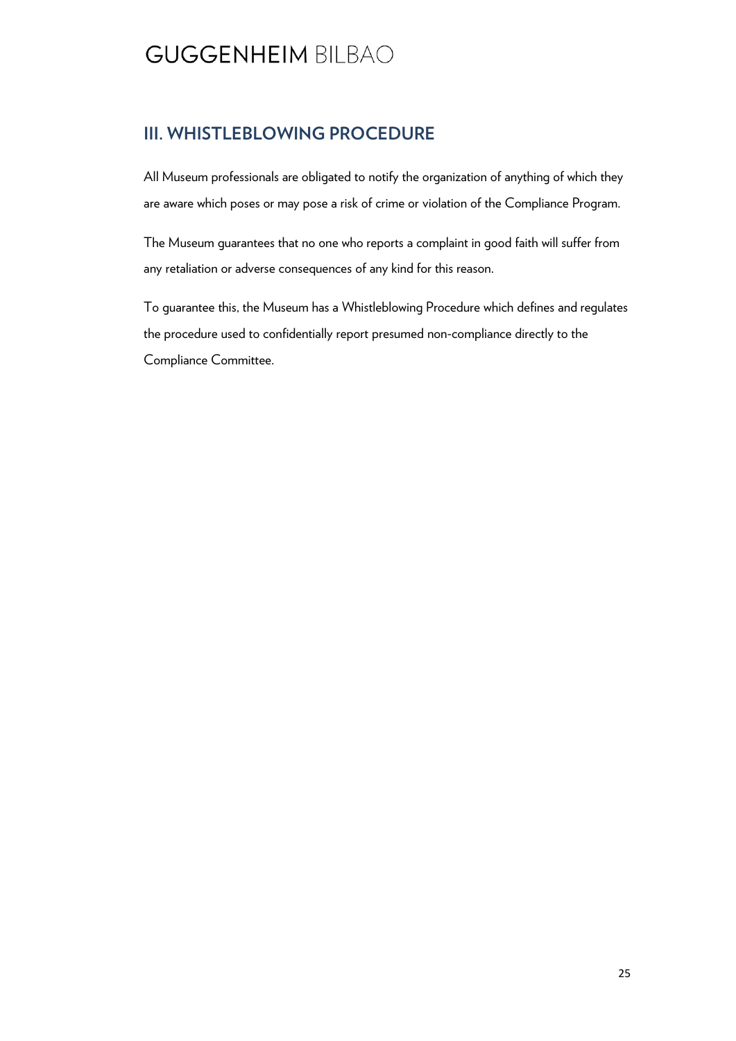## III. WHISTLEBLOWING PROCEDURE

All Museum professionals are obligated to notify the organization of anything of which they are aware which poses or may pose a risk of crime or violation of the Compliance Program.

The Museum guarantees that no one who reports a complaint in good faith will suffer from any retaliation or adverse consequences of any kind for this reason.

To guarantee this, the Museum has a Whistleblowing Procedure which defines and regulates the procedure used to confidentially report presumed non-compliance directly to the Compliance Committee.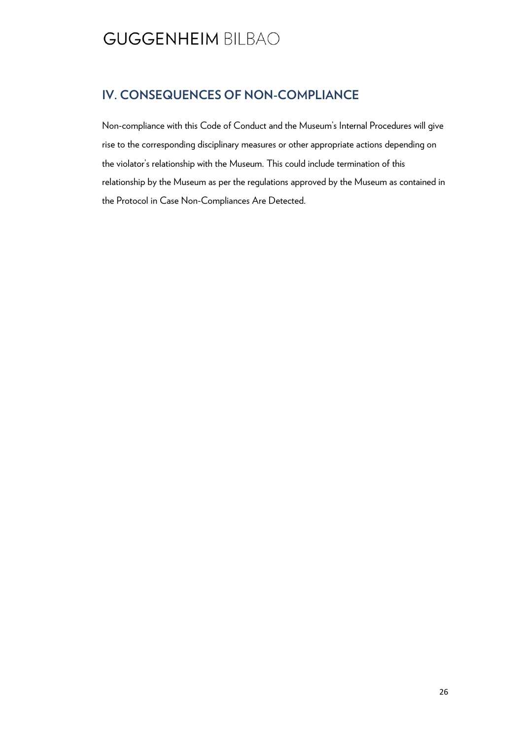## IV. CONSEQUENCES OF NON-COMPLIANCE

Non-compliance with this Code of Conduct and the Museum's Internal Procedures will give rise to the corresponding disciplinary measures or other appropriate actions depending on the violator's relationship with the Museum. This could include termination of this relationship by the Museum as per the regulations approved by the Museum as contained in the Protocol in Case Non-Compliances Are Detected.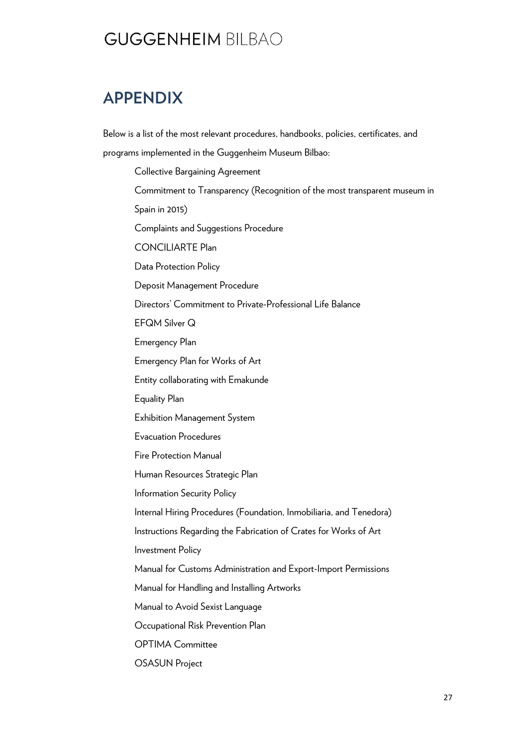## APPENDIX

Below is a list of the most relevant procedures, handbooks, policies, certificates, and programs implemented in the Guggenheim Museum Bilbao:

- Collective Bargaining Agreement
- Commitment to Transparency (Recognition of the most transparent museum in Spain in 2015)
- Complaints and Suggestions Procedure
- CONCILIARTE Plan
- Data Protection Policy
- Deposit Management Procedure
- Directors' Commitment to Private-Professional Life Balance
- EFQM Silver Q
- Emergency Plan
- Emergency Plan for Works of Art
- Entity collaborating with Emakunde
- Equality Plan
- Exhibition Management System
- Evacuation Procedures
- Fire Protection Manual
- Human Resources Strategic Plan
- Information Security Policy
- Internal Hiring Procedures (Foundation, Inmobiliaria, and Tenedora)
- Instructions Regarding the Fabrication of Crates for Works of Art
- Investment Policy
- Manual for Customs Administration and Export-Import Permissions
- Manual for Handling and Installing Artworks
- Manual to Avoid Sexist Language
- Occupational Risk Prevention Plan
- OPTIMA Committee
- OSASUN Project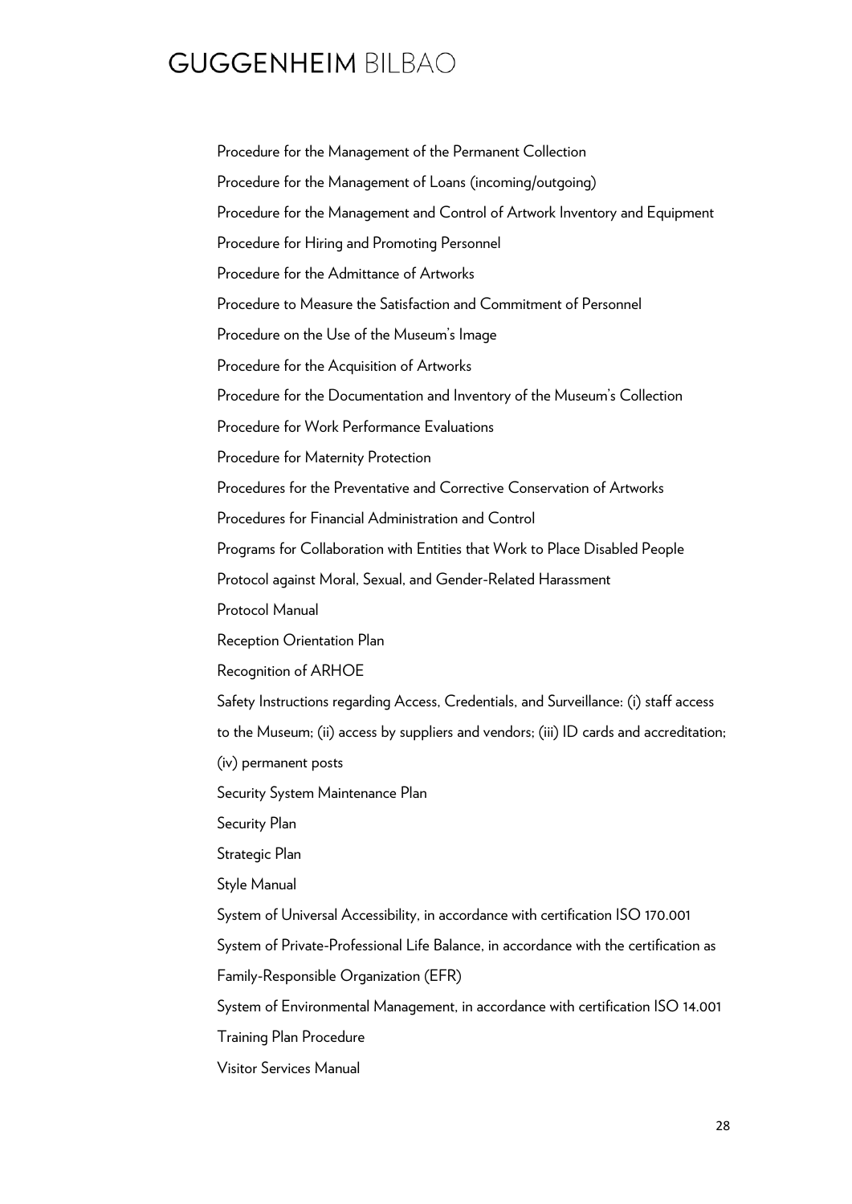Procedure for the Management of the Permanent Collection

Procedure for the Management of Loans (incoming/outgoing)

Procedure for the Management and Control of Artwork Inventory and Equipment

Procedure for Hiring and Promoting Personnel

Procedure for the Admittance of Artworks

Procedure to Measure the Satisfaction and Commitment of Personnel

Procedure on the Use of the Museum's Image

Procedure for the Acquisition of Artworks

Procedure for the Documentation and Inventory of the Museum's Collection

Procedure for Work Performance Evaluations

Procedure for Maternity Protection

Procedures for the Preventative and Corrective Conservation of Artworks

Procedures for Financial Administration and Control

Programs for Collaboration with Entities that Work to Place Disabled People

Protocol against Moral, Sexual, and Gender-Related Harassment

Protocol Manual

Reception Orientation Plan

Recognition of ARHOE

Safety Instructions regarding Access, Credentials, and Surveillance: (i) staff access to the Museum; (ii) access by suppliers and vendors; (iii) ID cards and accreditation; (iv) permanent posts

Security System Maintenance Plan

Security Plan

Strategic Plan

Style Manual

System of Universal Accessibility, in accordance with certification ISO 170.001

System of Private-Professional Life Balance, in accordance with the certification as Family-Responsible Organization (EFR)

System of Environmental Management, in accordance with certification ISO 14.001

Training Plan Procedure

Visitor Services Manual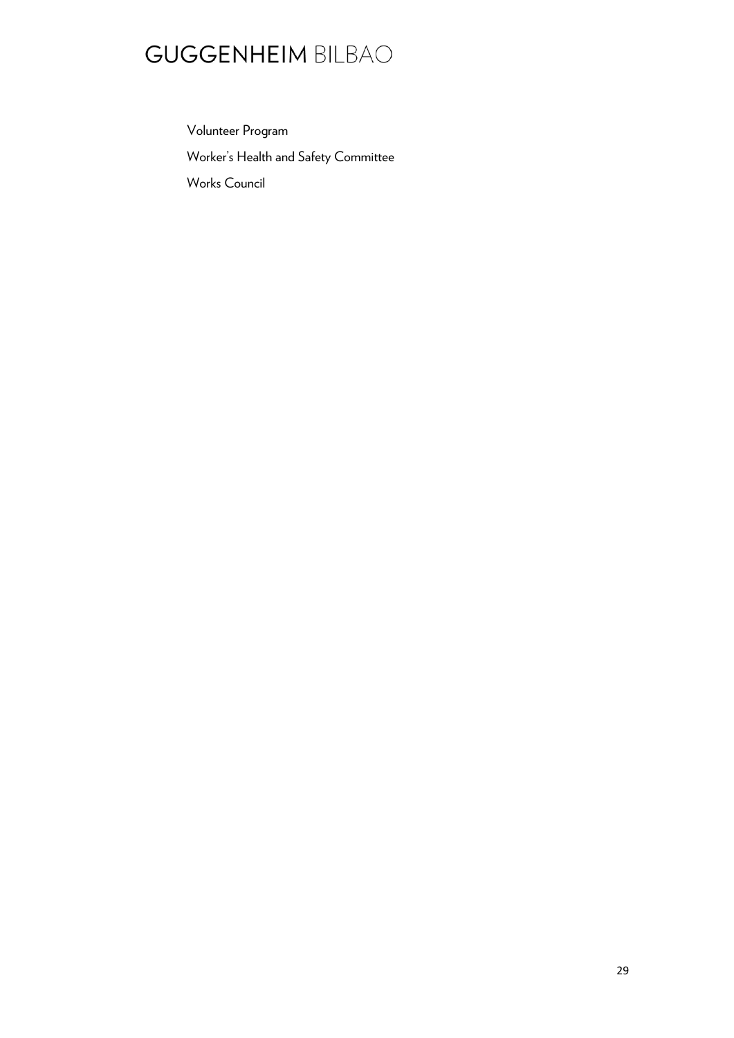Volunteer Program

Worker's Health and Safety Committee

Works Council